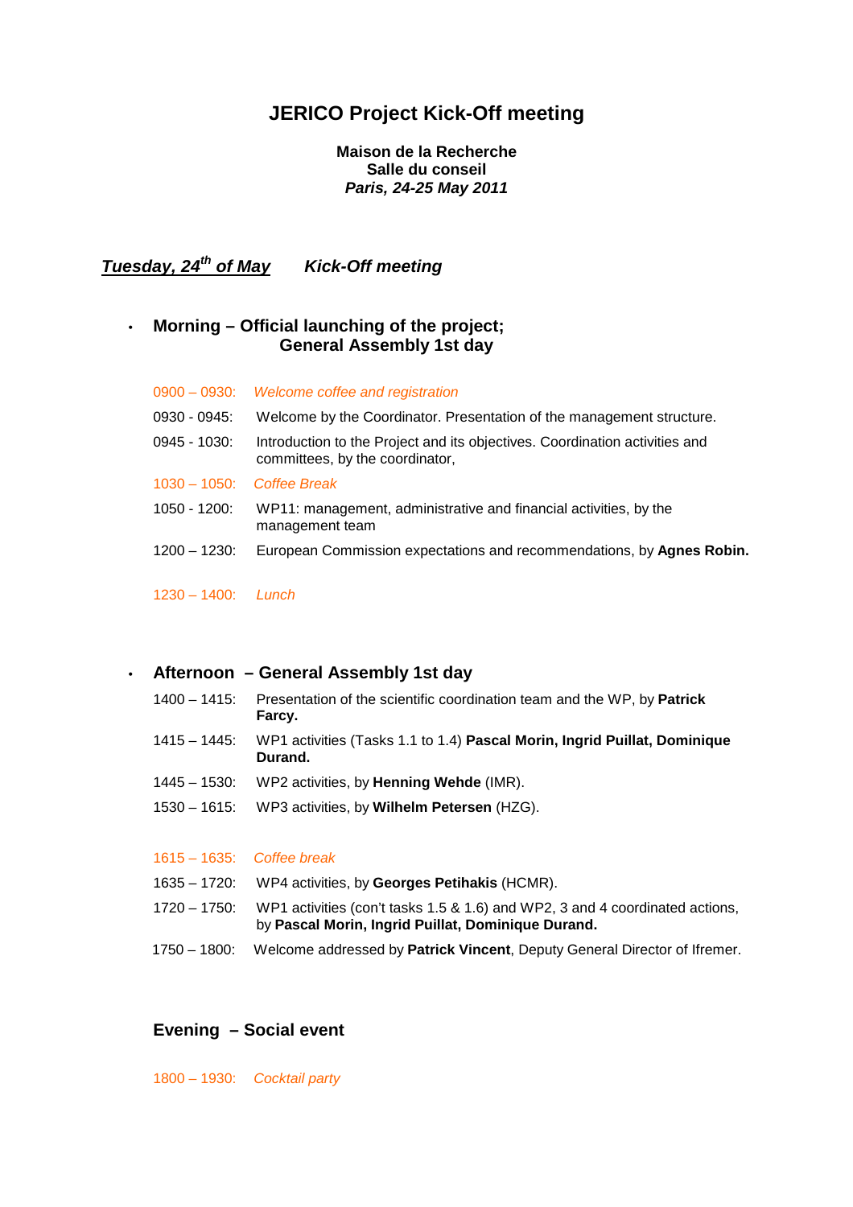# JERICO Project Kick-Off meeting

**Maison de la Recherche**
**Salle du conseil**
***Paris, 24-25 May 2011***

## ***Tuesday, 24th of May*** ***Kick-Off meeting***

- **Morning – Official launching of the project; General Assembly 1st day**

0900 – 0930: *Welcome coffee and registration*

0930 - 0945: Welcome by the Coordinator. Presentation of the management structure.

0945 - 1030: Introduction to the Project and its objectives. Coordination activities and committees, by the coordinator,

1030 – 1050: *Coffee Break*

1050 - 1200: WP11: management, administrative and financial activities, by the management team

1200 – 1230: European Commission expectations and recommendations, by **Agnes Robin.**

1230 – 1400: *Lunch*

- **Afternoon – General Assembly 1st day**

1400 – 1415: Presentation of the scientific coordination team and the WP, by **Patrick Farcy.**

1415 – 1445: WP1 activities (Tasks 1.1 to 1.4) **Pascal Morin, Ingrid Puillat, Dominique Durand.**

1445 – 1530: WP2 activities, by **Henning Wehde** (IMR).

1530 – 1615: WP3 activities, by **Wilhelm Petersen** (HZG).

1615 – 1635: *Coffee break*

1635 – 1720: WP4 activities, by **Georges Petihakis** (HCMR).

1720 – 1750: WP1 activities (con't tasks 1.5 & 1.6) and WP2, 3 and 4 coordinated actions, by **Pascal Morin, Ingrid Puillat, Dominique Durand.**

1750 – 1800: Welcome addressed by **Patrick Vincent**, Deputy General Director of Ifremer.

**Evening – Social event**

1800 – 1930: *Cocktail party*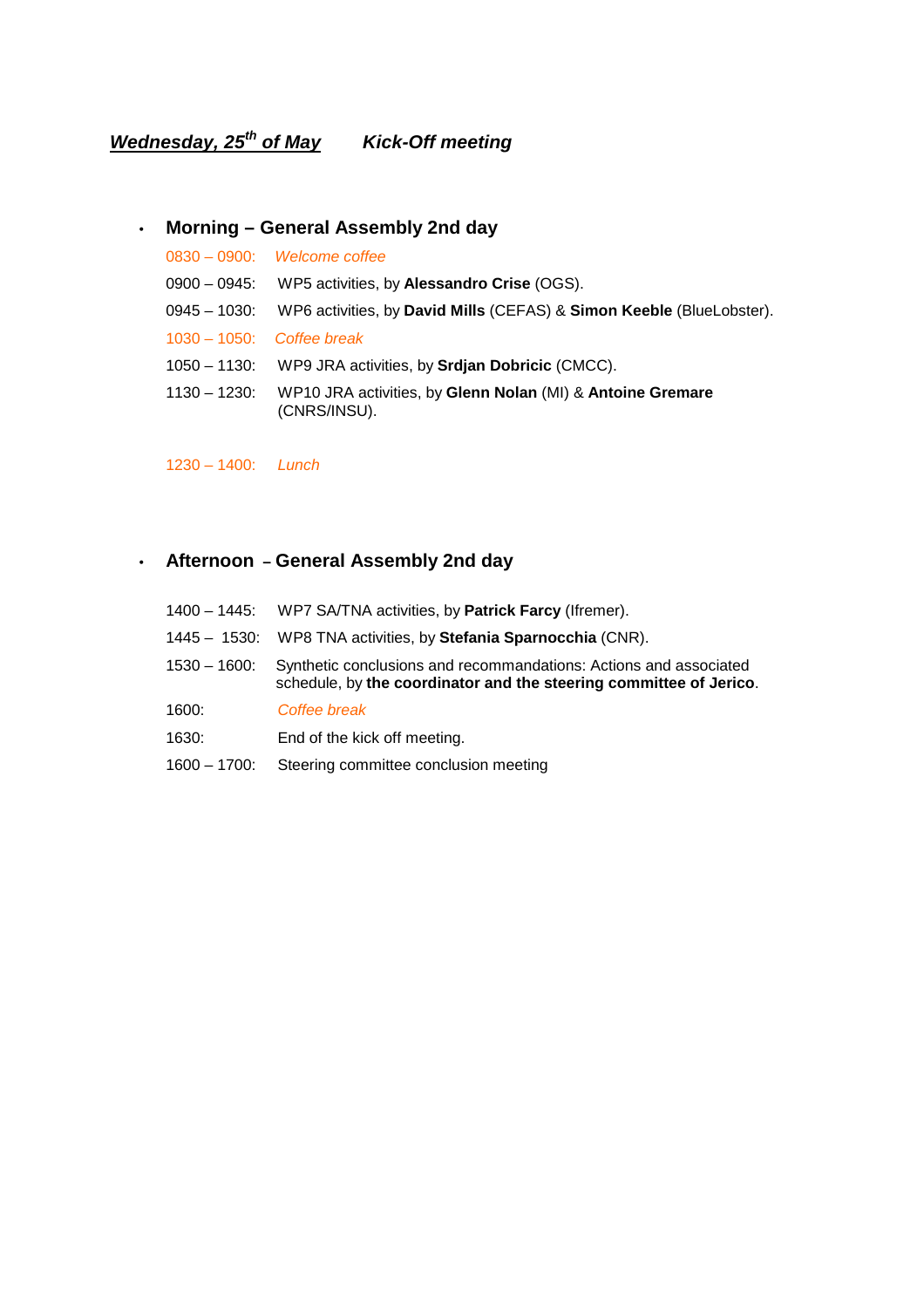## ***Wednesday, 25th of May*** ***Kick-Off meeting***

- **Morning – General Assembly 2nd day**

  *0830 – 0900: Welcome coffee*

  0900 – 0945: WP5 activities, by **Alessandro Crise** (OGS).

  0945 – 1030: WP6 activities, by **David Mills** (CEFAS) & **Simon Keeble** (BlueLobster).

  *1030 – 1050: Coffee break*

  1050 – 1130: WP9 JRA activities, by **Srdjan Dobricic** (CMCC).

  1130 – 1230: WP10 JRA activities, by **Glenn Nolan** (MI) & **Antoine Gremare** (CNRS/INSU).

  *1230 – 1400: Lunch*

- **Afternoon – General Assembly 2nd day**

  1400 – 1445: WP7 SA/TNA activities, by **Patrick Farcy** (Ifremer).

  1445 – 1530: WP8 TNA activities, by **Stefania Sparnocchia** (CNR).

  1530 – 1600: Synthetic conclusions and recommandations: Actions and associated schedule, by **the coordinator and the steering committee of Jerico**.

  1600: *Coffee break*

  1630: End of the kick off meeting.

  1600 – 1700: Steering committee conclusion meeting